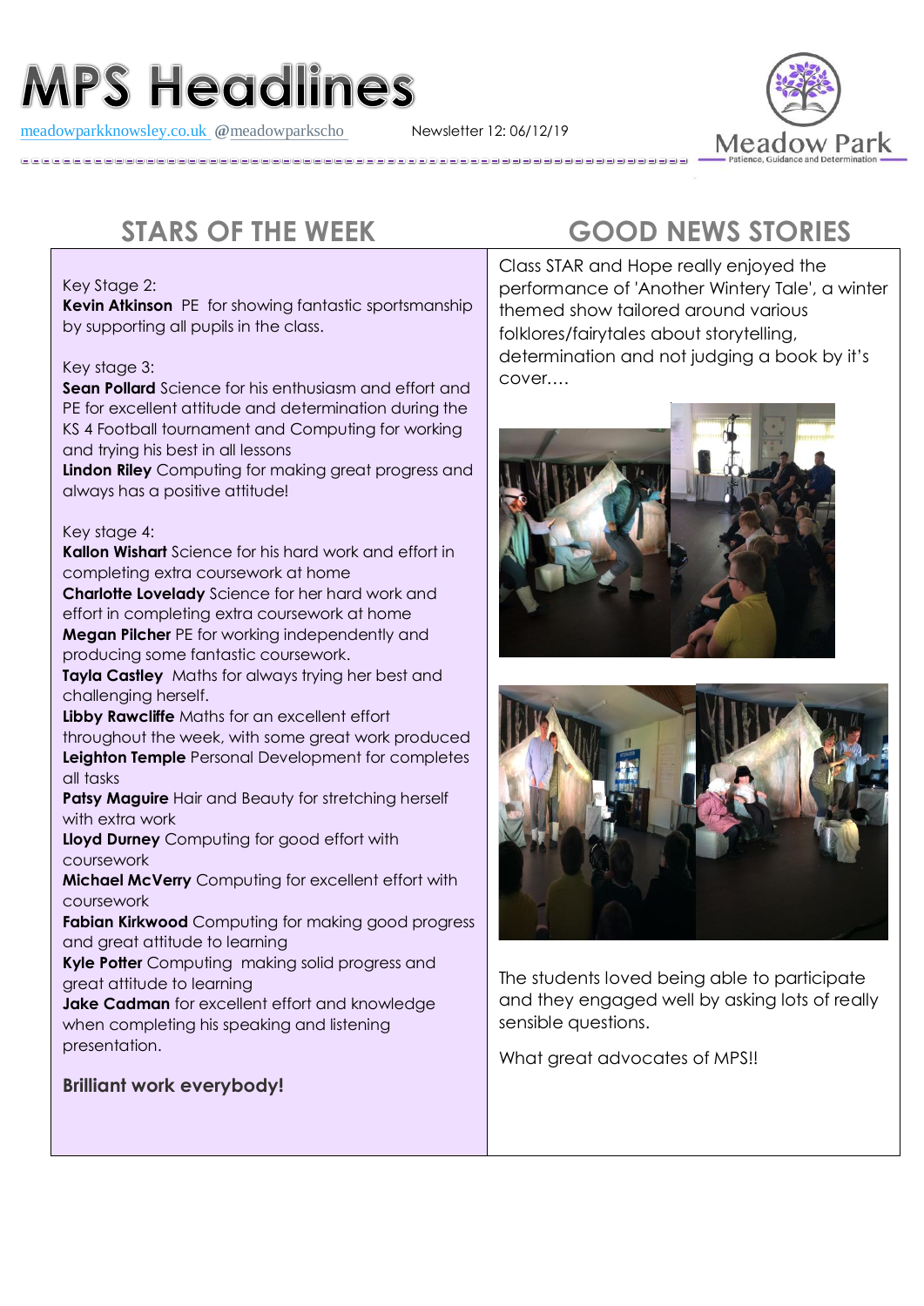# MPS Headlines

meadowparkknowsley.co.uk @meadowparkscho Newsletter 12: 06/12/19

Meadow Park
Patience, Guidance and Determination

## STARS OF THE WEEK

Key Stage 2:
**Kevin Atkinson** PE for showing fantastic sportsmanship by supporting all pupils in the class.

Key stage 3:
**Sean Pollard** Science for his enthusiasm and effort and PE for excellent attitude and determination during the KS 4 Football tournament and Computing for working and trying his best in all lessons
**Lindon Riley** Computing for making great progress and always has a positive attitude!

Key stage 4:
**Kallon Wishart** Science for his hard work and effort in completing extra coursework at home
**Charlotte Lovelady** Science for her hard work and effort in completing extra coursework at home
**Megan Pilcher** PE for working independently and producing some fantastic coursework.
**Tayla Castley** Maths for always trying her best and challenging herself.
**Libby Rawcliffe** Maths for an excellent effort throughout the week, with some great work produced
**Leighton Temple** Personal Development for completes all tasks
**Patsy Maguire** Hair and Beauty for stretching herself with extra work
**Lloyd Durney** Computing for good effort with coursework
**Michael McVerry** Computing for excellent effort with coursework
**Fabian Kirkwood** Computing for making good progress and great attitude to learning
**Kyle Potter** Computing making solid progress and great attitude to learning
**Jake Cadman** for excellent effort and knowledge when completing his speaking and listening presentation.

**Brilliant work everybody!**

## GOOD NEWS STORIES

Class STAR and Hope really enjoyed the performance of 'Another Wintery Tale', a winter themed show tailored around various folklores/fairytales about storytelling, determination and not judging a book by it's cover….

The students loved being able to participate and they engaged well by asking lots of really sensible questions.

What great advocates of MPS!!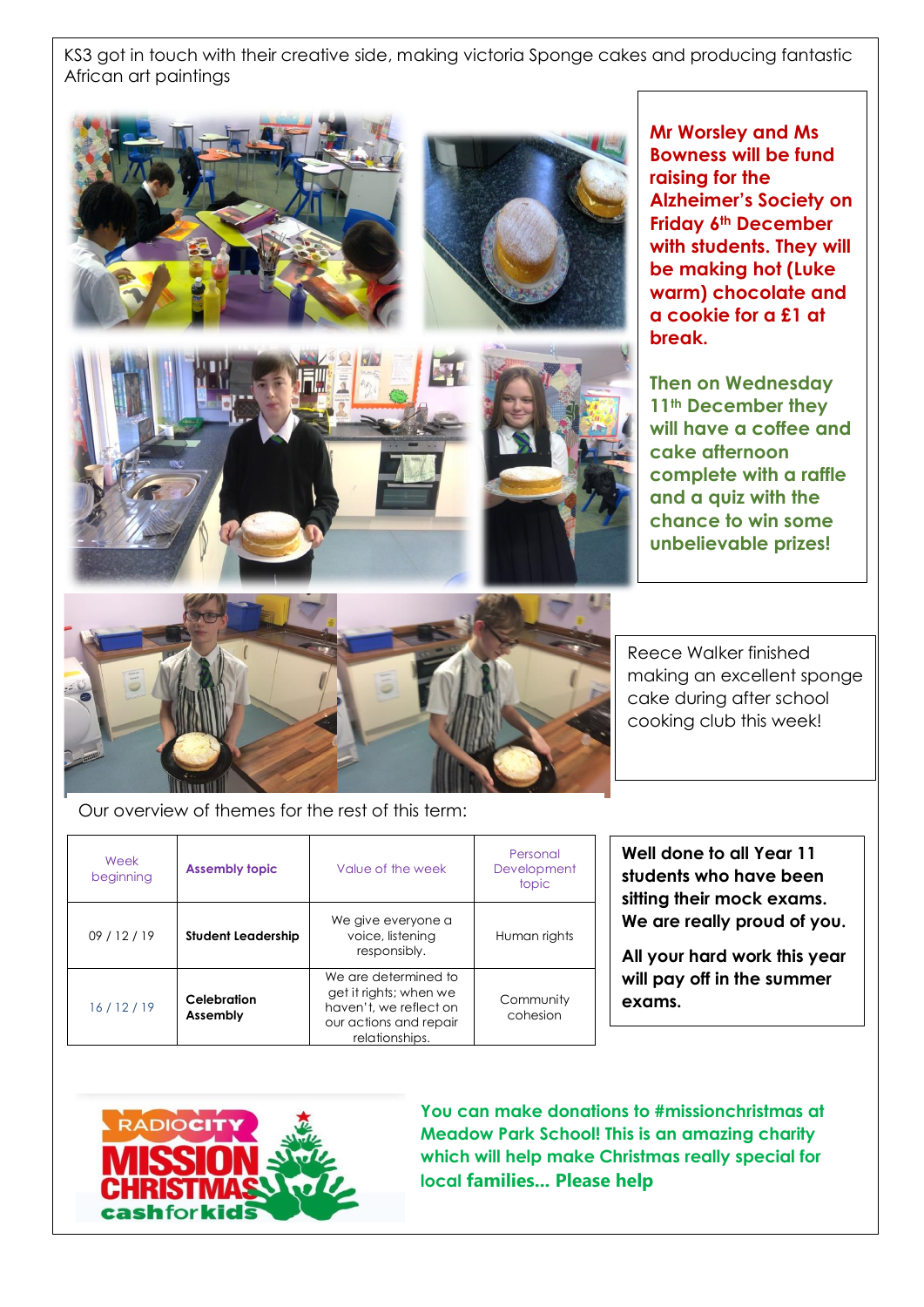KS3 got in touch with their creative side, making victoria Sponge cakes and producing fantastic African art paintings

**Mr Worsley and Ms Bowness will be fund raising for the Alzheimer's Society on Friday 6th December with students. They will be making hot (Luke warm) chocolate and a cookie for a £1 at break.**

**Then on Wednesday 11th December they will have a coffee and cake afternoon complete with a raffle and a quiz with the chance to win some unbelievable prizes!**

Reece Walker finished making an excellent sponge cake during after school cooking club this week!

Our overview of themes for the rest of this term:

| Week beginning | Assembly topic | Value of the week | Personal Development topic |
|---|---|---|---|
| 09 / 12 / 19 | **Student Leadership** | We give everyone a voice, listening responsibly. | Human rights |
| 16 / 12 / 19 | **Celebration Assembly** | We are determined to get it rights; when we haven't, we reflect on our actions and repair relationships. | Community cohesion |

**Well done to all Year 11 students who have been sitting their mock exams. We are really proud of you.**

**All your hard work this year will pay off in the summer exams.**

RADIOCITY MISSION CHRISTMAS cashforkids

**You can make donations to #missionchristmas at Meadow Park School! This is an amazing charity which will help make Christmas really special for local families... Please help**